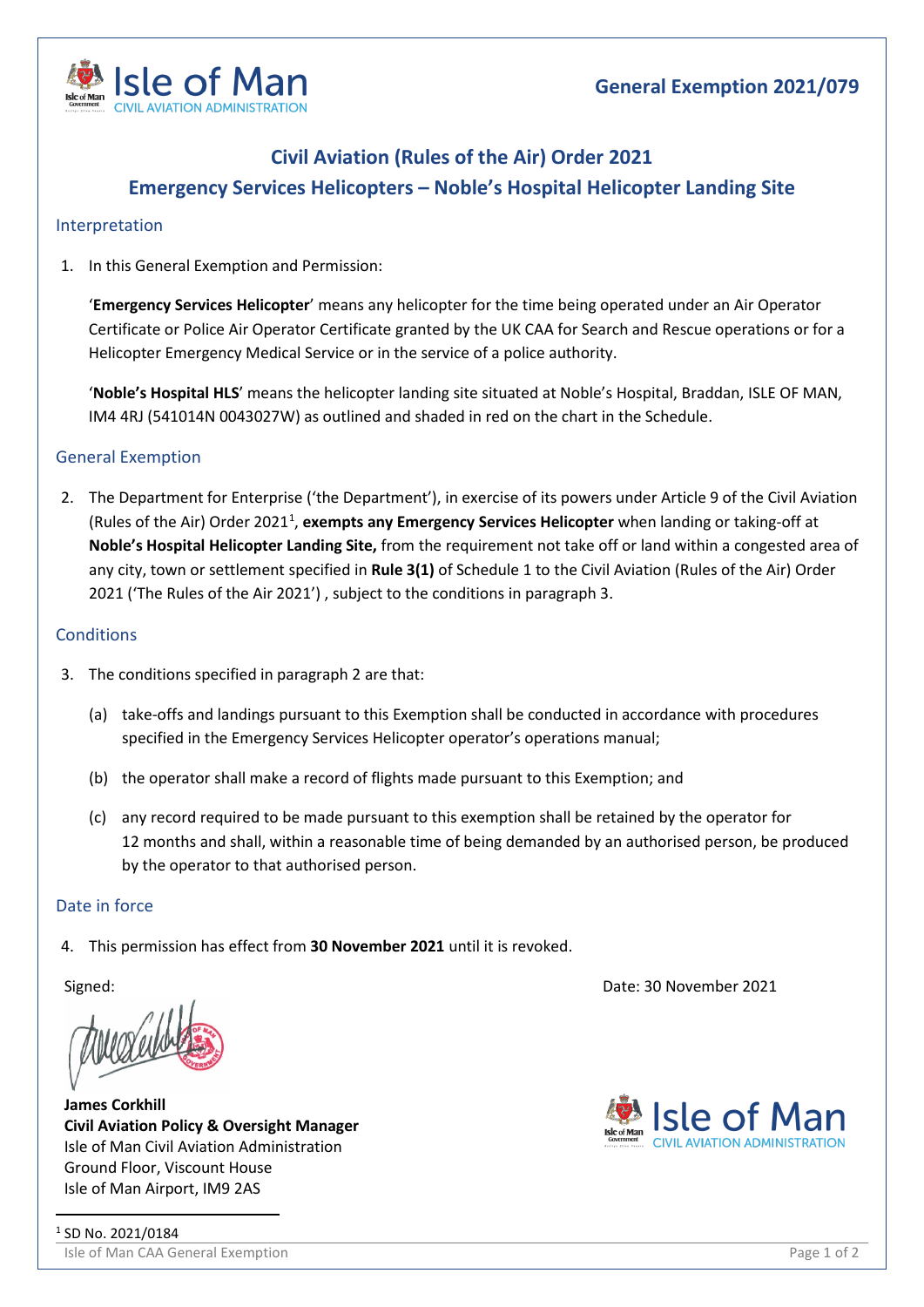Isle of Man
CIVIL AVIATION ADMINISTRATION

# General Exemption 2021/079

## Civil Aviation (Rules of the Air) Order 2021

## Emergency Services Helicopters – Noble's Hospital Helicopter Landing Site

### Interpretation

1. In this General Exemption and Permission:

'**Emergency Services Helicopter**' means any helicopter for the time being operated under an Air Operator Certificate or Police Air Operator Certificate granted by the UK CAA for Search and Rescue operations or for a Helicopter Emergency Medical Service or in the service of a police authority.

'**Noble's Hospital HLS**' means the helicopter landing site situated at Noble's Hospital, Braddan, ISLE OF MAN, IM4 4RJ (541014N 0043027W) as outlined and shaded in red on the chart in the Schedule.

### General Exemption

2. The Department for Enterprise ('the Department'), in exercise of its powers under Article 9 of the Civil Aviation (Rules of the Air) Order 2021[1], **exempts any Emergency Services Helicopter** when landing or taking-off at **Noble's Hospital Helicopter Landing Site,** from the requirement not take off or land within a congested area of any city, town or settlement specified in **Rule 3(1)** of Schedule 1 to the Civil Aviation (Rules of the Air) Order 2021 ('The Rules of the Air 2021') , subject to the conditions in paragraph 3.

### Conditions

3. The conditions specified in paragraph 2 are that:

   (a) take-offs and landings pursuant to this Exemption shall be conducted in accordance with procedures specified in the Emergency Services Helicopter operator's operations manual;

   (b) the operator shall make a record of flights made pursuant to this Exemption; and

   (c) any record required to be made pursuant to this exemption shall be retained by the operator for 12 months and shall, within a reasonable time of being demanded by an authorised person, be produced by the operator to that authorised person.

### Date in force

4. This permission has effect from **30 November 2021** until it is revoked.

Signed:

Date: 30 November 2021

**James Corkhill**
**Civil Aviation Policy & Oversight Manager**
Isle of Man Civil Aviation Administration
Ground Floor, Viscount House
Isle of Man Airport, IM9 2AS

Isle of Man
CIVIL AVIATION ADMINISTRATION

[1] SD No. 2021/0184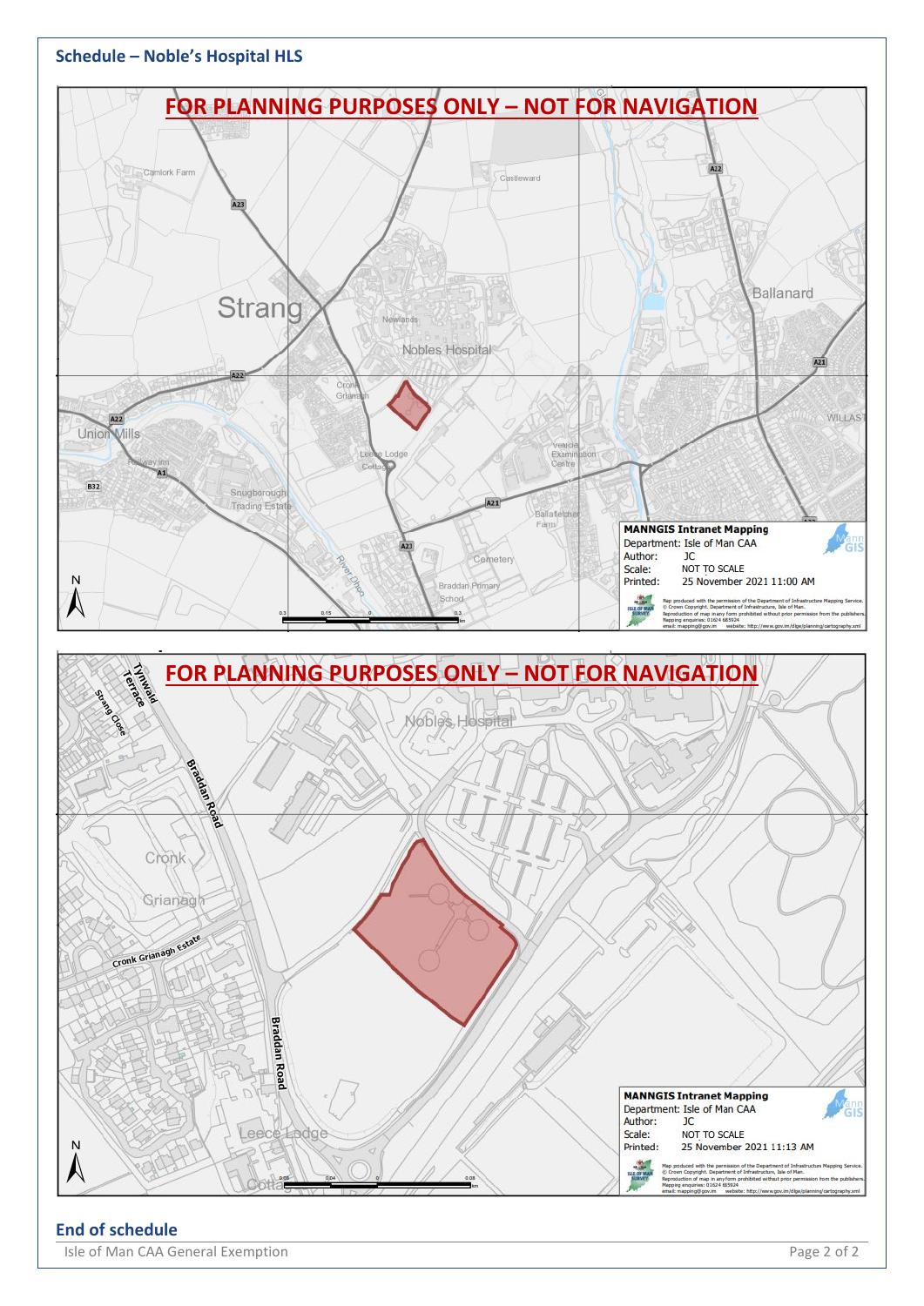## Schedule – Noble's Hospital HLS

FOR PLANNING PURPOSES ONLY – NOT FOR NAVIGATION

Camlork Farm
A23
Castleward
A22
Strang
Ballanard
Newlands
Nobles Hospital
A21
A22
Cronk Grianagh
WILLAST
A22
Union Mills
Leece Lodge Cottage
Vehicle Examination Centre
Railway Inn
A1
B32
Snugborough Trading Estate
A21
Ballafletcher Farm
A23
River Dhoo
Cemetery
Braddan Primary School
N

**MANNGIS Intranet Mapping**
Department: Isle of Man CAA
Author: JC
Scale: NOT TO SCALE
Printed: 25 November 2021 11:00 AM

Map produced with the permission of the Department of Infrastructure Mapping Service. © Crown Copyright. Department of Infrastructure, Isle of Man. Reproduction of map in any form prohibited without prior permission from the publishers. Mapping enquiries: 01624 685924 email: mapping@gov.im website: http://www.gov.im/dlge/planning/cartography.xml

0.3 0.15 0 0.3 km

FOR PLANNING PURPOSES ONLY – NOT FOR NAVIGATION

Tynwald Terrace
Strang Close
Nobles Hospital
Braddan Road
Cronk Grianagh
Cronk Grianagh Estate
Braddan Road
Leece Lodge
Cottage
N

**MANNGIS Intranet Mapping**
Department: Isle of Man CAA
Author: JC
Scale: NOT TO SCALE
Printed: 25 November 2021 11:13 AM

Map produced with the permission of the Department of Infrastructure Mapping Service. © Crown Copyright. Department of Infrastructure, Isle of Man. Reproduction of map in any form prohibited without prior permission from the publishers. Mapping enquiries: 01624 685924 email: mapping@gov.im website: http://www.gov.im/dlge/planning/cartography.xml

0.08 0.04 0 0.08 km

## End of schedule

Isle of Man CAA General Exemption